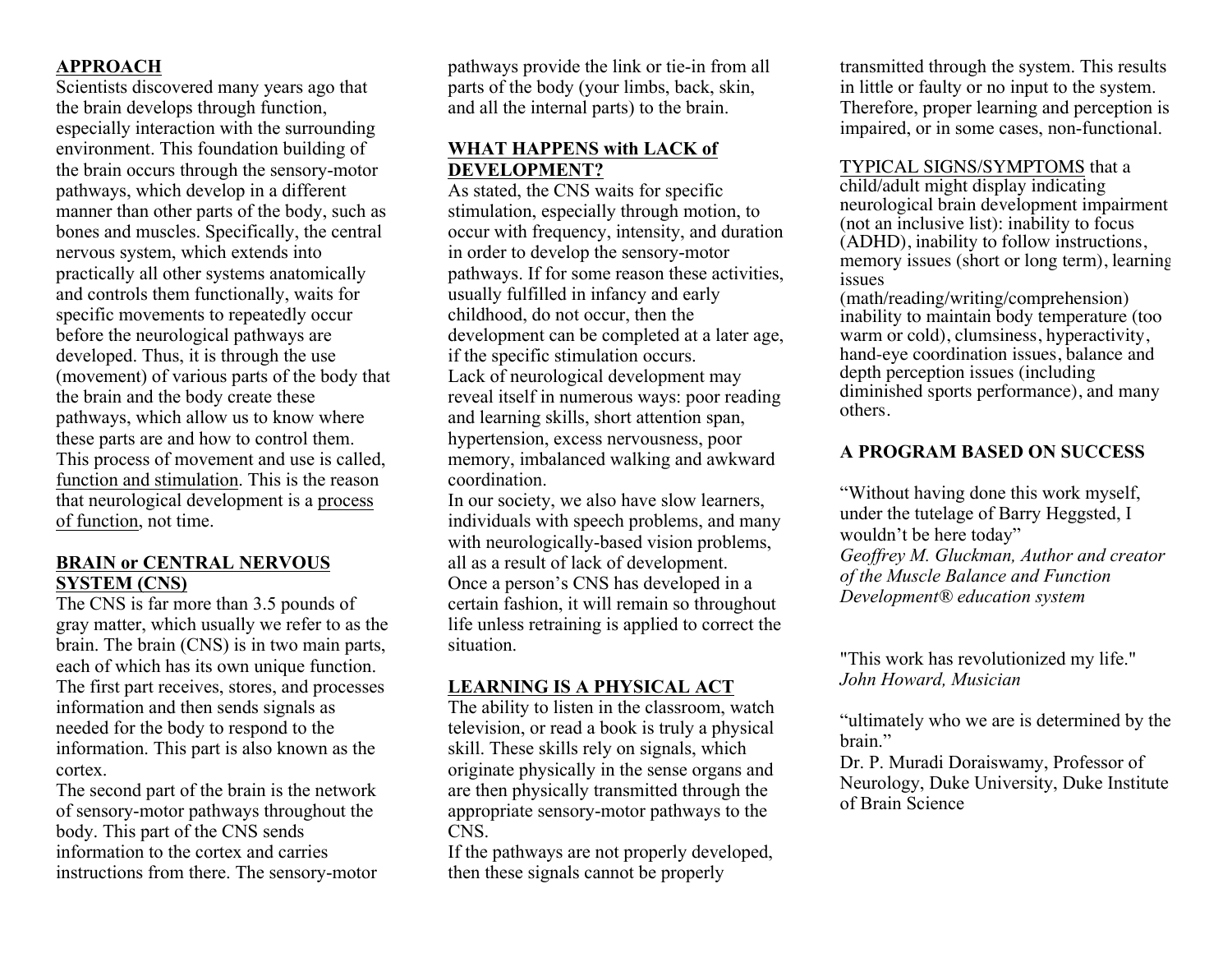## APPROACH

Scientists discovered many years ago that the brain develops through function, especially interaction with the surrounding environment. This foundation building of the brain occurs through the sensory-motor pathways, which develop in a different manner than other parts of the body, such as bones and muscles. Specifically, the central nervous system, which extends into practically all other systems anatomically and controls them functionally, waits for specific movements to repeatedly occur before the neurological pathways are developed. Thus, it is through the use (movement) of various parts of the body that the brain and the body create these pathways, which allow us to know where these parts are and how to control them. This process of movement and use is called, function and stimulation. This is the reason that neurological development is a process of function, not time.

## BRAIN or CENTRAL NERVOUS SYSTEM (CNS)

The CNS is far more than 3.5 pounds of gray matter, which usually we refer to as the brain. The brain (CNS) is in two main parts, each of which has its own unique function. The first part receives, stores, and processes information and then sends signals as needed for the body to respond to the information. This part is also known as the cortex.

The second part of the brain is the network of sensory-motor pathways throughout the body. This part of the CNS sends information to the cortex and carries instructions from there. The sensory-motor pathways provide the link or tie-in from all parts of the body (your limbs, back, skin, and all the internal parts) to the brain.

## WHAT HAPPENS with LACK of DEVELOPMENT?

As stated, the CNS waits for specific stimulation, especially through motion, to occur with frequency, intensity, and duration in order to develop the sensory-motor pathways. If for some reason these activities, usually fulfilled in infancy and early childhood, do not occur, then the development can be completed at a later age, if the specific stimulation occurs.

Lack of neurological development may reveal itself in numerous ways: poor reading and learning skills, short attention span, hypertension, excess nervousness, poor memory, imbalanced walking and awkward coordination.

In our society, we also have slow learners, individuals with speech problems, and many with neurologically-based vision problems, all as a result of lack of development.

Once a person's CNS has developed in a certain fashion, it will remain so throughout life unless retraining is applied to correct the situation.

## LEARNING IS A PHYSICAL ACT

The ability to listen in the classroom, watch television, or read a book is truly a physical skill. These skills rely on signals, which originate physically in the sense organs and are then physically transmitted through the appropriate sensory-motor pathways to the CNS.

If the pathways are not properly developed, then these signals cannot be properly transmitted through the system. This results in little or faulty or no input to the system. Therefore, proper learning and perception is impaired, or in some cases, non-functional.

TYPICAL SIGNS/SYMPTOMS that a child/adult might display indicating neurological brain development impairment (not an inclusive list): inability to focus (ADHD), inability to follow instructions, memory issues (short or long term), learning issues (math/reading/writing/comprehension) inability to maintain body temperature (too warm or cold), clumsiness, hyperactivity, hand-eye coordination issues, balance and depth perception issues (including diminished sports performance), and many others.

## A PROGRAM BASED ON SUCCESS

"Without having done this work myself, under the tutelage of Barry Heggsted, I wouldn't be here today"
*Geoffrey M. Gluckman, Author and creator of the Muscle Balance and Function Development® education system*

"This work has revolutionized my life."
*John Howard, Musician*

"ultimately who we are is determined by the brain."
Dr. P. Muradi Doraiswamy, Professor of Neurology, Duke University, Duke Institute of Brain Science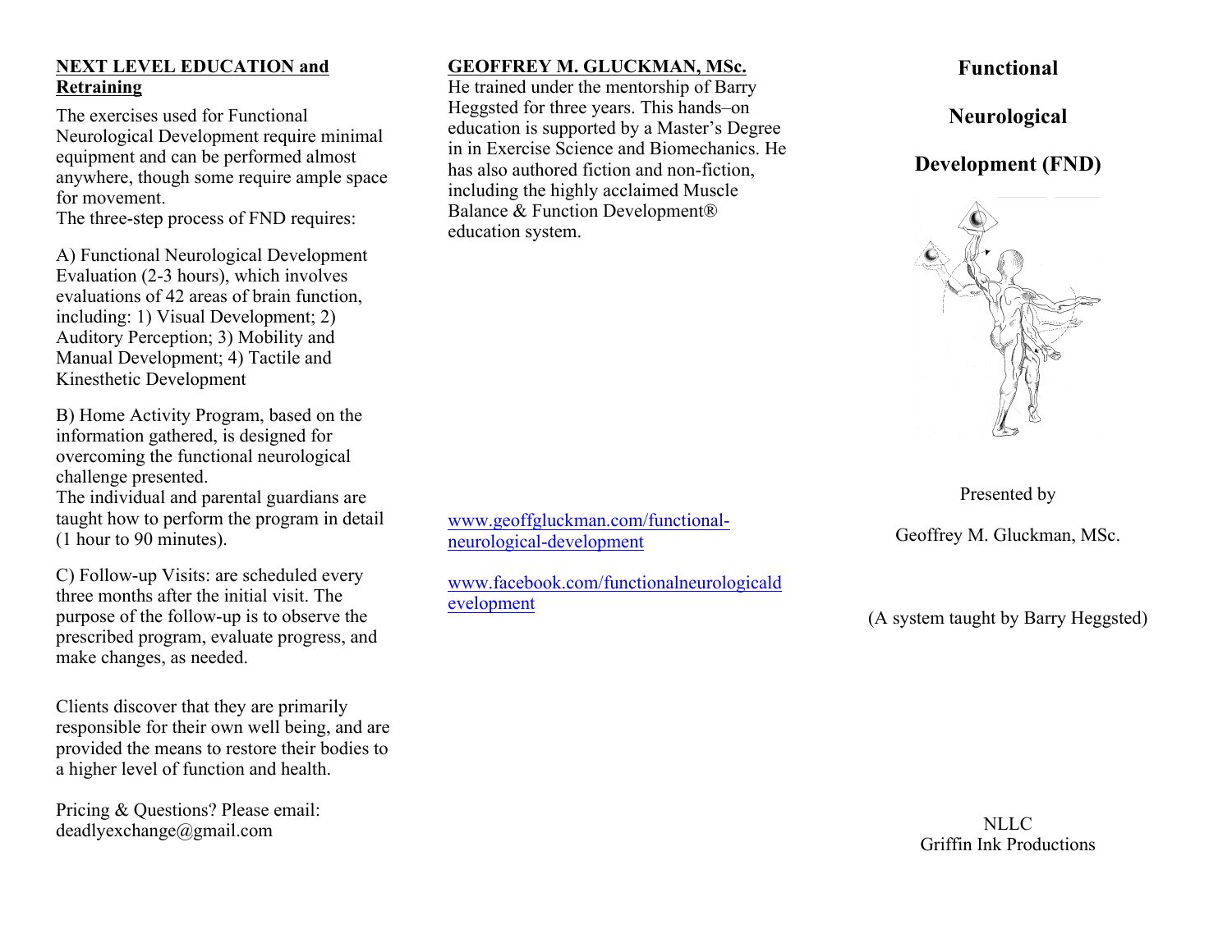## NEXT LEVEL EDUCATION and Retraining

The exercises used for Functional Neurological Development require minimal equipment and can be performed almost anywhere, though some require ample space for movement.
The three-step process of FND requires:

A) Functional Neurological Development Evaluation (2-3 hours), which involves evaluations of 42 areas of brain function, including: 1) Visual Development; 2) Auditory Perception; 3) Mobility and Manual Development; 4) Tactile and Kinesthetic Development

B) Home Activity Program, based on the information gathered, is designed for overcoming the functional neurological challenge presented.
The individual and parental guardians are taught how to perform the program in detail (1 hour to 90 minutes).

C) Follow-up Visits: are scheduled every three months after the initial visit. The purpose of the follow-up is to observe the prescribed program, evaluate progress, and make changes, as needed.

Clients discover that they are primarily responsible for their own well being, and are provided the means to restore their bodies to a higher level of function and health.

Pricing & Questions? Please email: deadlyexchange@gmail.com

## GEOFFREY M. GLUCKMAN, MSc.

He trained under the mentorship of Barry Heggsted for three years. This hands–on education is supported by a Master's Degree in in Exercise Science and Biomechanics. He has also authored fiction and non-fiction, including the highly acclaimed Muscle Balance & Function Development® education system.

www.geoffgluckman.com/functional-neurological-development

www.facebook.com/functionalneurologicaldevelopment

# Functional Neurological Development (FND)

Presented by

Geoffrey M. Gluckman, MSc.

(A system taught by Barry Heggsted)

NLLC
Griffin Ink Productions